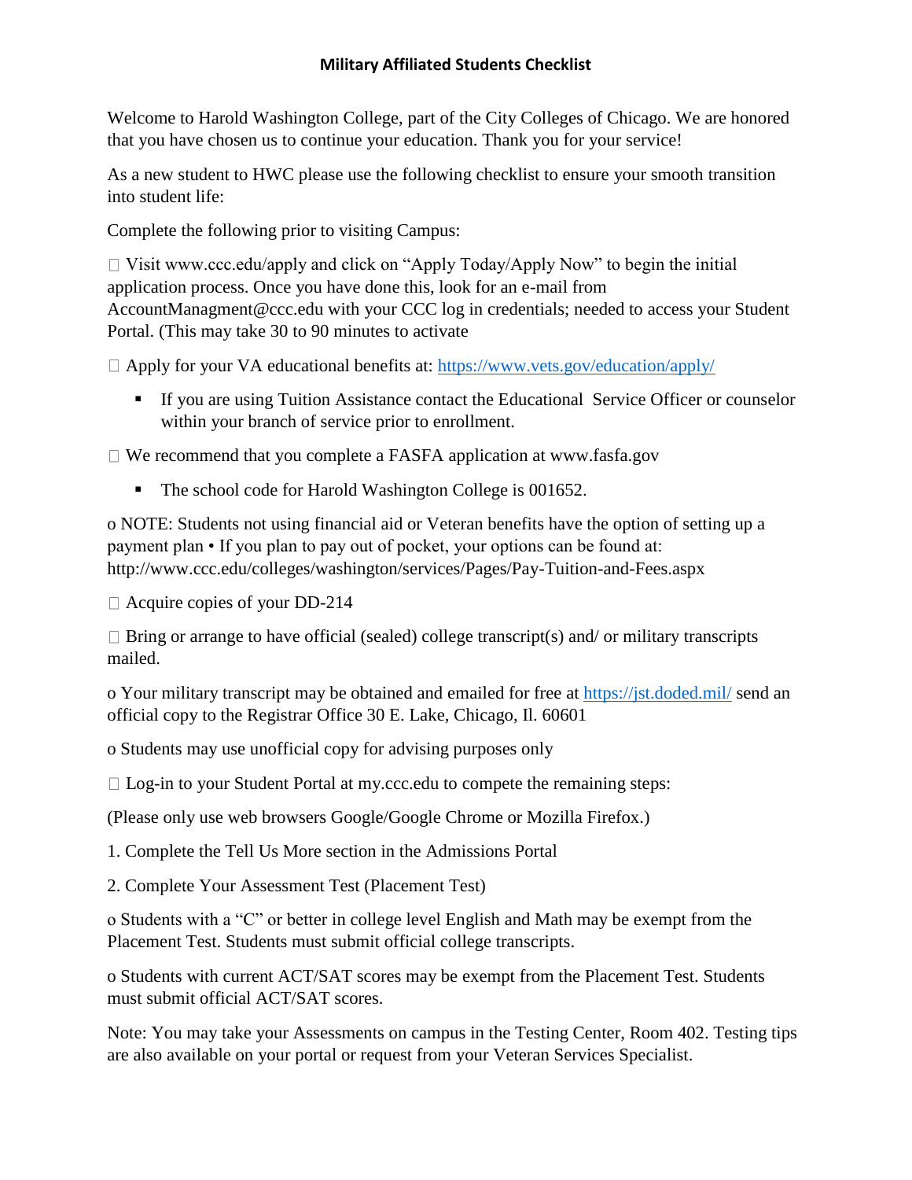# Military Affiliated Students Checklist

Welcome to Harold Washington College, part of the City Colleges of Chicago. We are honored that you have chosen us to continue your education. Thank you for your service!

As a new student to HWC please use the following checklist to ensure your smooth transition into student life:

Complete the following prior to visiting Campus:

- [ ] Visit www.ccc.edu/apply and click on "Apply Today/Apply Now" to begin the initial application process. Once you have done this, look for an e-mail from AccountManagment@ccc.edu with your CCC log in credentials; needed to access your Student Portal. (This may take 30 to 90 minutes to activate

- [ ] Apply for your VA educational benefits at: [https://www.vets.gov/education/apply/](https://www.vets.gov/education/apply/)
  - If you are using Tuition Assistance contact the Educational Service Officer or counselor within your branch of service prior to enrollment.

- [ ] We recommend that you complete a FASFA application at www.fasfa.gov
  - The school code for Harold Washington College is 001652.

o NOTE: Students not using financial aid or Veteran benefits have the option of setting up a payment plan • If you plan to pay out of pocket, your options can be found at: http://www.ccc.edu/colleges/washington/services/Pages/Pay-Tuition-and-Fees.aspx

- [ ] Acquire copies of your DD-214

- [ ] Bring or arrange to have official (sealed) college transcript(s) and/ or military transcripts mailed.

o Your military transcript may be obtained and emailed for free at [https://jst.doded.mil/](https://jst.doded.mil/) send an official copy to the Registrar Office 30 E. Lake, Chicago, Il. 60601

o Students may use unofficial copy for advising purposes only

- [ ] Log-in to your Student Portal at my.ccc.edu to compete the remaining steps:

(Please only use web browsers Google/Google Chrome or Mozilla Firefox.)

1. Complete the Tell Us More section in the Admissions Portal

2. Complete Your Assessment Test (Placement Test)

o Students with a "C" or better in college level English and Math may be exempt from the Placement Test. Students must submit official college transcripts.

o Students with current ACT/SAT scores may be exempt from the Placement Test. Students must submit official ACT/SAT scores.

Note: You may take your Assessments on campus in the Testing Center, Room 402. Testing tips are also available on your portal or request from your Veteran Services Specialist.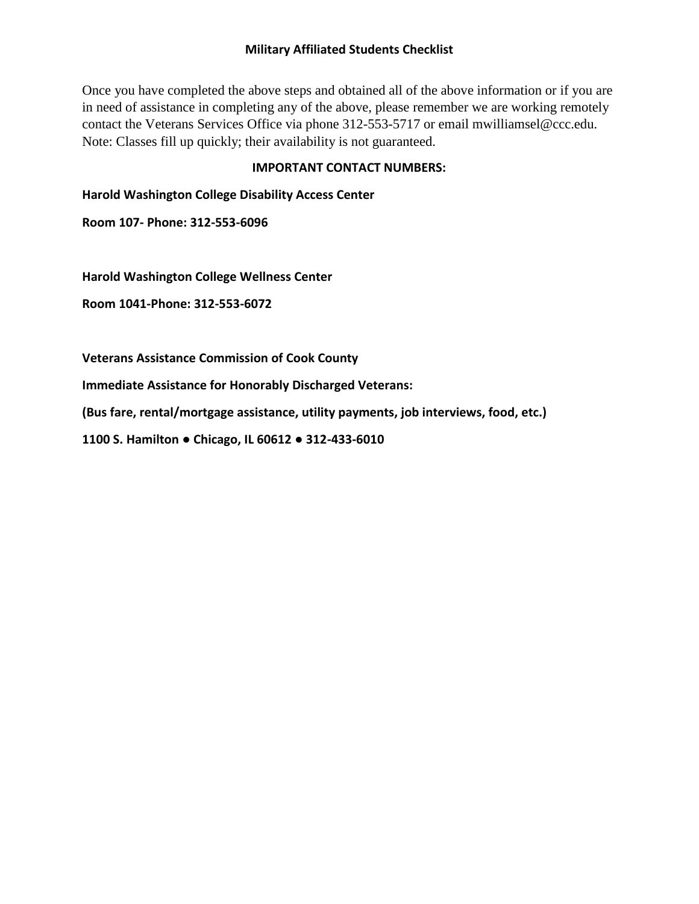## Military Affiliated Students Checklist

Once you have completed the above steps and obtained all of the above information or if you are in need of assistance in completing any of the above, please remember we are working remotely contact the Veterans Services Office via phone 312-553-5717 or email mwilliamsel@ccc.edu. Note: Classes fill up quickly; their availability is not guaranteed.

### IMPORTANT CONTACT NUMBERS:

**Harold Washington College Disability Access Center**

**Room 107- Phone: 312-553-6096**

**Harold Washington College Wellness Center**

**Room 1041-Phone: 312-553-6072**

**Veterans Assistance Commission of Cook County**

**Immediate Assistance for Honorably Discharged Veterans:**

**(Bus fare, rental/mortgage assistance, utility payments, job interviews, food, etc.)**

**1100 S. Hamilton ● Chicago, IL 60612 ● 312-433-6010**